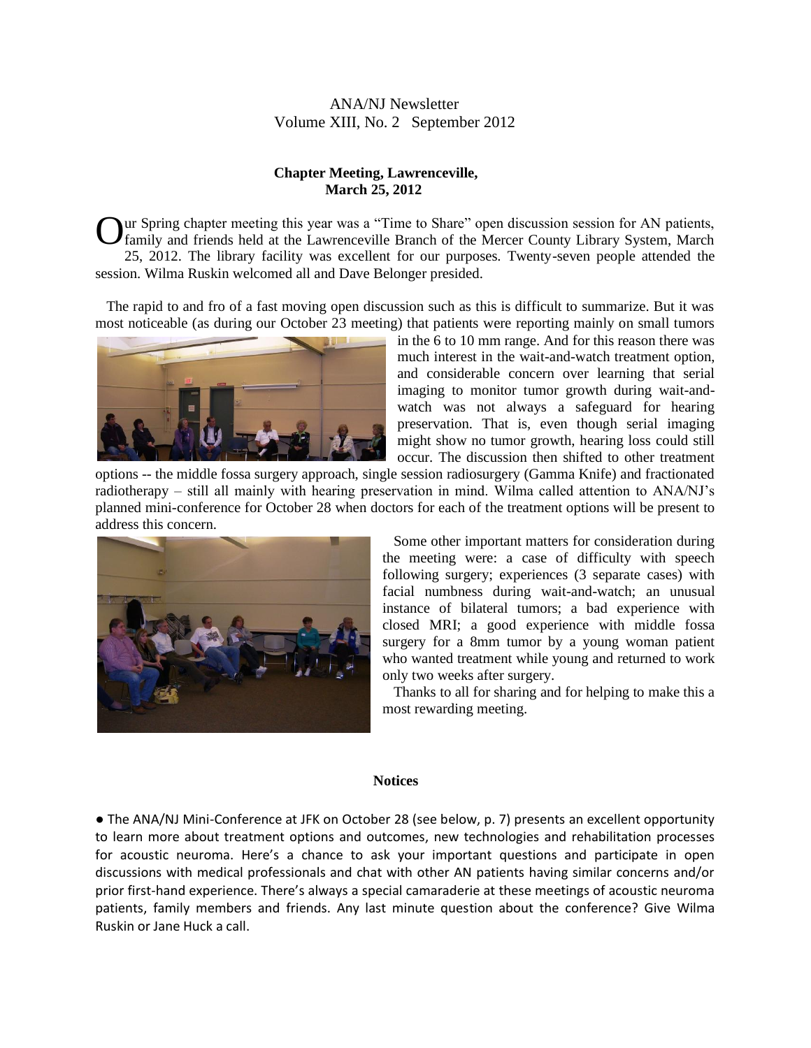ANA/NJ Newsletter
Volume XIII, No. 2 September 2012

**Chapter Meeting, Lawrenceville, March 25, 2012**

Our Spring chapter meeting this year was a "Time to Share" open discussion session for AN patients, family and friends held at the Lawrenceville Branch of the Mercer County Library System, March 25, 2012. The library facility was excellent for our purposes. Twenty-seven people attended the session. Wilma Ruskin welcomed all and Dave Belonger presided.

The rapid to and fro of a fast moving open discussion such as this is difficult to summarize. But it was most noticeable (as during our October 23 meeting) that patients were reporting mainly on small tumors in the 6 to 10 mm range. And for this reason there was much interest in the wait-and-watch treatment option, and considerable concern over learning that serial imaging to monitor tumor growth during wait-and-watch was not always a safeguard for hearing preservation. That is, even though serial imaging might show no tumor growth, hearing loss could still occur. The discussion then shifted to other treatment options -- the middle fossa surgery approach, single session radiosurgery (Gamma Knife) and fractionated radiotherapy – still all mainly with hearing preservation in mind. Wilma called attention to ANA/NJ's planned mini-conference for October 28 when doctors for each of the treatment options will be present to address this concern.

Some other important matters for consideration during the meeting were: a case of difficulty with speech following surgery; experiences (3 separate cases) with facial numbness during wait-and-watch; an unusual instance of bilateral tumors; a bad experience with closed MRI; a good experience with middle fossa surgery for a 8mm tumor by a young woman patient who wanted treatment while young and returned to work only two weeks after surgery.

Thanks to all for sharing and for helping to make this a most rewarding meeting.

**Notices**

● The ANA/NJ Mini-Conference at JFK on October 28 (see below, p. 7) presents an excellent opportunity to learn more about treatment options and outcomes, new technologies and rehabilitation processes for acoustic neuroma. Here's a chance to ask your important questions and participate in open discussions with medical professionals and chat with other AN patients having similar concerns and/or prior first-hand experience. There's always a special camaraderie at these meetings of acoustic neuroma patients, family members and friends. Any last minute question about the conference? Give Wilma Ruskin or Jane Huck a call.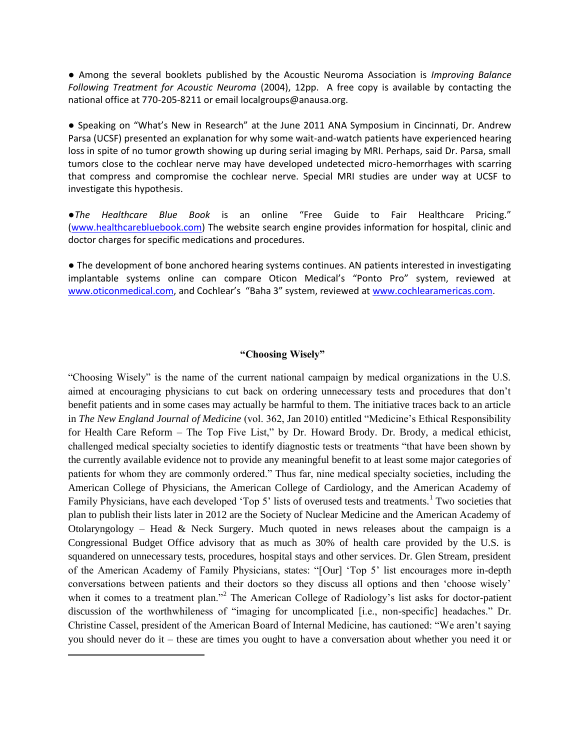● Among the several booklets published by the Acoustic Neuroma Association is *Improving Balance Following Treatment for Acoustic Neuroma* (2004), 12pp. A free copy is available by contacting the national office at 770-205-8211 or email localgroups@anausa.org.

● Speaking on "What's New in Research" at the June 2011 ANA Symposium in Cincinnati, Dr. Andrew Parsa (UCSF) presented an explanation for why some wait-and-watch patients have experienced hearing loss in spite of no tumor growth showing up during serial imaging by MRI. Perhaps, said Dr. Parsa, small tumors close to the cochlear nerve may have developed undetected micro-hemorrhages with scarring that compress and compromise the cochlear nerve. Special MRI studies are under way at UCSF to investigate this hypothesis.

●*The Healthcare Blue Book* is an online "Free Guide to Fair Healthcare Pricing." (www.healthcarebluebook.com) The website search engine provides information for hospital, clinic and doctor charges for specific medications and procedures.

● The development of bone anchored hearing systems continues. AN patients interested in investigating implantable systems online can compare Oticon Medical's "Ponto Pro" system, reviewed at www.oticonmedical.com, and Cochlear's "Baha 3" system, reviewed at www.cochlearamericas.com.

## "Choosing Wisely"

"Choosing Wisely" is the name of the current national campaign by medical organizations in the U.S. aimed at encouraging physicians to cut back on ordering unnecessary tests and procedures that don't benefit patients and in some cases may actually be harmful to them. The initiative traces back to an article in *The New England Journal of Medicine* (vol. 362, Jan 2010) entitled "Medicine's Ethical Responsibility for Health Care Reform – The Top Five List," by Dr. Howard Brody. Dr. Brody, a medical ethicist, challenged medical specialty societies to identify diagnostic tests or treatments "that have been shown by the currently available evidence not to provide any meaningful benefit to at least some major categories of patients for whom they are commonly ordered." Thus far, nine medical specialty societies, including the American College of Physicians, the American College of Cardiology, and the American Academy of Family Physicians, have each developed 'Top 5' lists of overused tests and treatments.[1] Two societies that plan to publish their lists later in 2012 are the Society of Nuclear Medicine and the American Academy of Otolaryngology – Head & Neck Surgery. Much quoted in news releases about the campaign is a Congressional Budget Office advisory that as much as 30% of health care provided by the U.S. is squandered on unnecessary tests, procedures, hospital stays and other services. Dr. Glen Stream, president of the American Academy of Family Physicians, states: "[Our] 'Top 5' list encourages more in-depth conversations between patients and their doctors so they discuss all options and then 'choose wisely' when it comes to a treatment plan."[2] The American College of Radiology's list asks for doctor-patient discussion of the worthwhileness of "imaging for uncomplicated [i.e., non-specific] headaches." Dr. Christine Cassel, president of the American Board of Internal Medicine, has cautioned: "We aren't saying you should never do it – these are times you ought to have a conversation about whether you need it or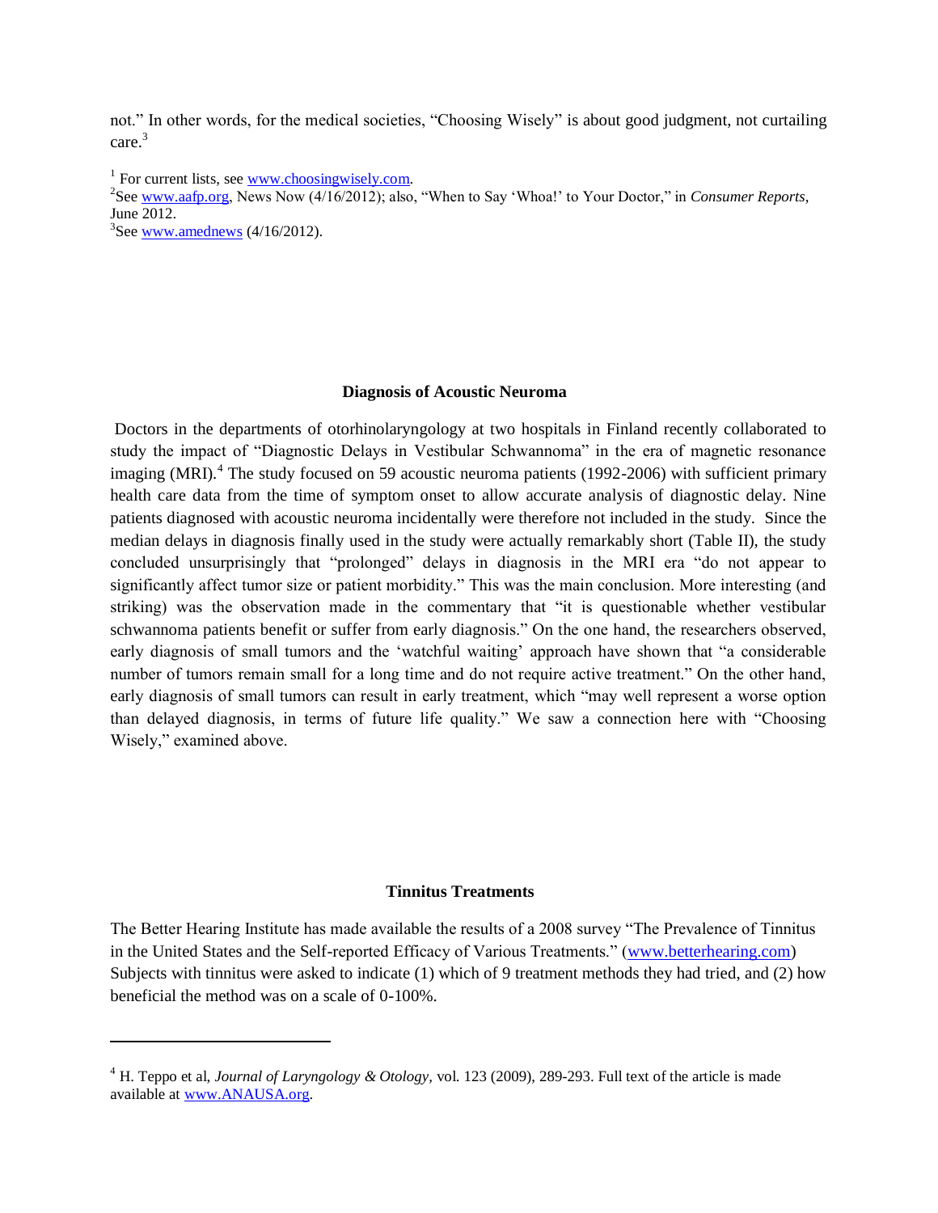not." In other words, for the medical societies, "Choosing Wisely" is about good judgment, not curtailing care.[3]

[1] For current lists, see www.choosingwisely.com.
[2]See www.aafp.org, News Now (4/16/2012); also, "When to Say 'Whoa!' to Your Doctor," in *Consumer Reports*, June 2012.
[3]See www.amednews (4/16/2012).

## Diagnosis of Acoustic Neuroma

Doctors in the departments of otorhinolaryngology at two hospitals in Finland recently collaborated to study the impact of "Diagnostic Delays in Vestibular Schwannoma" in the era of magnetic resonance imaging (MRI).[4] The study focused on 59 acoustic neuroma patients (1992-2006) with sufficient primary health care data from the time of symptom onset to allow accurate analysis of diagnostic delay. Nine patients diagnosed with acoustic neuroma incidentally were therefore not included in the study. Since the median delays in diagnosis finally used in the study were actually remarkably short (Table II), the study concluded unsurprisingly that "prolonged" delays in diagnosis in the MRI era "do not appear to significantly affect tumor size or patient morbidity." This was the main conclusion. More interesting (and striking) was the observation made in the commentary that "it is questionable whether vestibular schwannoma patients benefit or suffer from early diagnosis." On the one hand, the researchers observed, early diagnosis of small tumors and the 'watchful waiting' approach have shown that "a considerable number of tumors remain small for a long time and do not require active treatment." On the other hand, early diagnosis of small tumors can result in early treatment, which "may well represent a worse option than delayed diagnosis, in terms of future life quality." We saw a connection here with "Choosing Wisely," examined above.

## Tinnitus Treatments

The Better Hearing Institute has made available the results of a 2008 survey "The Prevalence of Tinnitus in the United States and the Self-reported Efficacy of Various Treatments." (www.betterhearing.com) Subjects with tinnitus were asked to indicate (1) which of 9 treatment methods they had tried, and (2) how beneficial the method was on a scale of 0-100%.

[4] H. Teppo et al, *Journal of Laryngology & Otology*, vol. 123 (2009), 289-293. Full text of the article is made available at www.ANAUSA.org.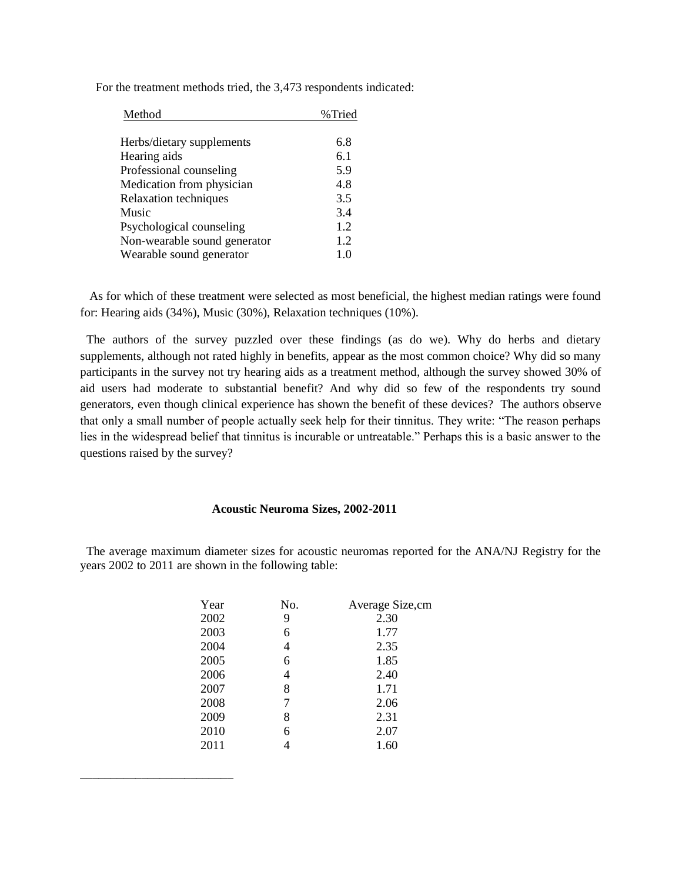For the treatment methods tried, the 3,473 respondents indicated:

| Method | %Tried |
| --- | --- |
| Herbs/dietary supplements | 6.8 |
| Hearing aids | 6.1 |
| Professional counseling | 5.9 |
| Medication from physician | 4.8 |
| Relaxation techniques | 3.5 |
| Music | 3.4 |
| Psychological counseling | 1.2 |
| Non-wearable sound generator | 1.2 |
| Wearable sound generator | 1.0 |

As for which of these treatment were selected as most beneficial, the highest median ratings were found for: Hearing aids (34%), Music (30%), Relaxation techniques (10%).

The authors of the survey puzzled over these findings (as do we). Why do herbs and dietary supplements, although not rated highly in benefits, appear as the most common choice? Why did so many participants in the survey not try hearing aids as a treatment method, although the survey showed 30% of aid users had moderate to substantial benefit? And why did so few of the respondents try sound generators, even though clinical experience has shown the benefit of these devices? The authors observe that only a small number of people actually seek help for their tinnitus. They write: "The reason perhaps lies in the widespread belief that tinnitus is incurable or untreatable." Perhaps this is a basic answer to the questions raised by the survey?

## Acoustic Neuroma Sizes, 2002-2011

The average maximum diameter sizes for acoustic neuromas reported for the ANA/NJ Registry for the years 2002 to 2011 are shown in the following table:

| Year | No. | Average Size,cm |
| --- | --- | --- |
| 2002 | 9 | 2.30 |
| 2003 | 6 | 1.77 |
| 2004 | 4 | 2.35 |
| 2005 | 6 | 1.85 |
| 2006 | 4 | 2.40 |
| 2007 | 8 | 1.71 |
| 2008 | 7 | 2.06 |
| 2009 | 8 | 2.31 |
| 2010 | 6 | 2.07 |
| 2011 | 4 | 1.60 |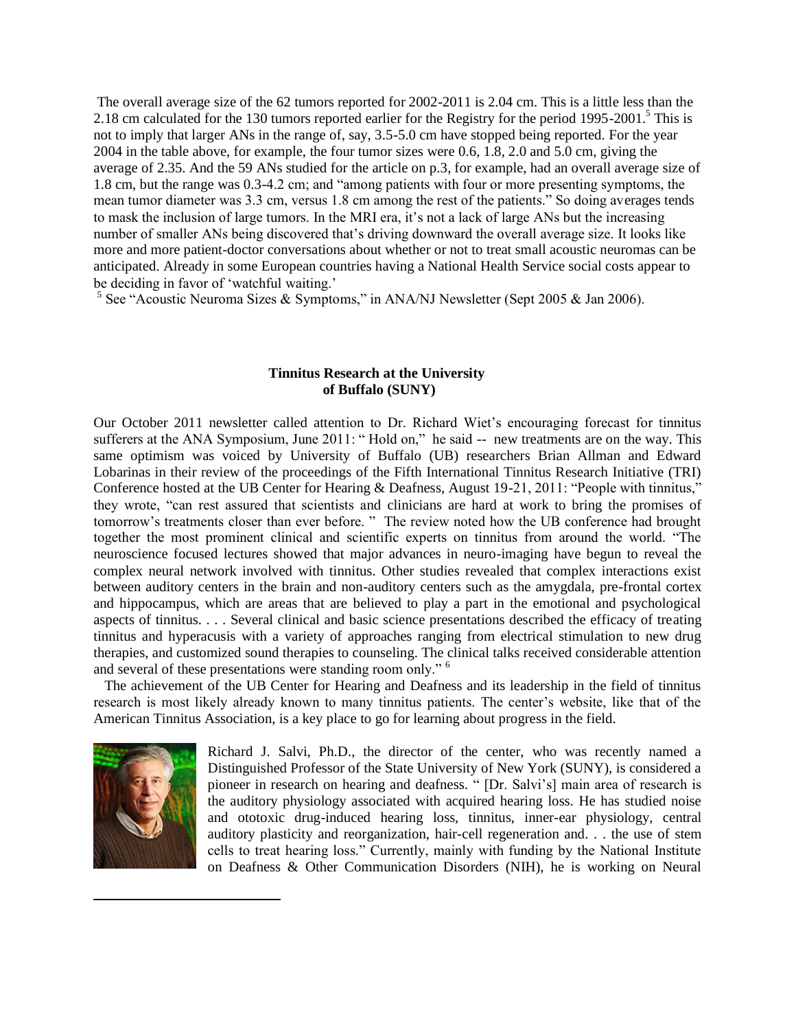The overall average size of the 62 tumors reported for 2002-2011 is 2.04 cm. This is a little less than the 2.18 cm calculated for the 130 tumors reported earlier for the Registry for the period 1995-2001.[5] This is not to imply that larger ANs in the range of, say, 3.5-5.0 cm have stopped being reported. For the year 2004 in the table above, for example, the four tumor sizes were 0.6, 1.8, 2.0 and 5.0 cm, giving the average of 2.35. And the 59 ANs studied for the article on p.3, for example, had an overall average size of 1.8 cm, but the range was 0.3-4.2 cm; and "among patients with four or more presenting symptoms, the mean tumor diameter was 3.3 cm, versus 1.8 cm among the rest of the patients." So doing averages tends to mask the inclusion of large tumors. In the MRI era, it's not a lack of large ANs but the increasing number of smaller ANs being discovered that's driving downward the overall average size. It looks like more and more patient-doctor conversations about whether or not to treat small acoustic neuromas can be anticipated. Already in some European countries having a National Health Service social costs appear to be deciding in favor of 'watchful waiting.'

[5] See "Acoustic Neuroma Sizes & Symptoms," in ANA/NJ Newsletter (Sept 2005 & Jan 2006).

## Tinnitus Research at the University of Buffalo (SUNY)

Our October 2011 newsletter called attention to Dr. Richard Wiet's encouraging forecast for tinnitus sufferers at the ANA Symposium, June 2011: " Hold on," he said -- new treatments are on the way. This same optimism was voiced by University of Buffalo (UB) researchers Brian Allman and Edward Lobarinas in their review of the proceedings of the Fifth International Tinnitus Research Initiative (TRI) Conference hosted at the UB Center for Hearing & Deafness, August 19-21, 2011: "People with tinnitus," they wrote, "can rest assured that scientists and clinicians are hard at work to bring the promises of tomorrow's treatments closer than ever before. " The review noted how the UB conference had brought together the most prominent clinical and scientific experts on tinnitus from around the world. "The neuroscience focused lectures showed that major advances in neuro-imaging have begun to reveal the complex neural network involved with tinnitus. Other studies revealed that complex interactions exist between auditory centers in the brain and non-auditory centers such as the amygdala, pre-frontal cortex and hippocampus, which are areas that are believed to play a part in the emotional and psychological aspects of tinnitus. . . . Several clinical and basic science presentations described the efficacy of treating tinnitus and hyperacusis with a variety of approaches ranging from electrical stimulation to new drug therapies, and customized sound therapies to counseling. The clinical talks received considerable attention and several of these presentations were standing room only." [6]

The achievement of the UB Center for Hearing and Deafness and its leadership in the field of tinnitus research is most likely already known to many tinnitus patients. The center's website, like that of the American Tinnitus Association, is a key place to go for learning about progress in the field.

Richard J. Salvi, Ph.D., the director of the center, who was recently named a Distinguished Professor of the State University of New York (SUNY), is considered a pioneer in research on hearing and deafness. " [Dr. Salvi's] main area of research is the auditory physiology associated with acquired hearing loss. He has studied noise and ototoxic drug-induced hearing loss, tinnitus, inner-ear physiology, central auditory plasticity and reorganization, hair-cell regeneration and. . . the use of stem cells to treat hearing loss." Currently, mainly with funding by the National Institute on Deafness & Other Communication Disorders (NIH), he is working on Neural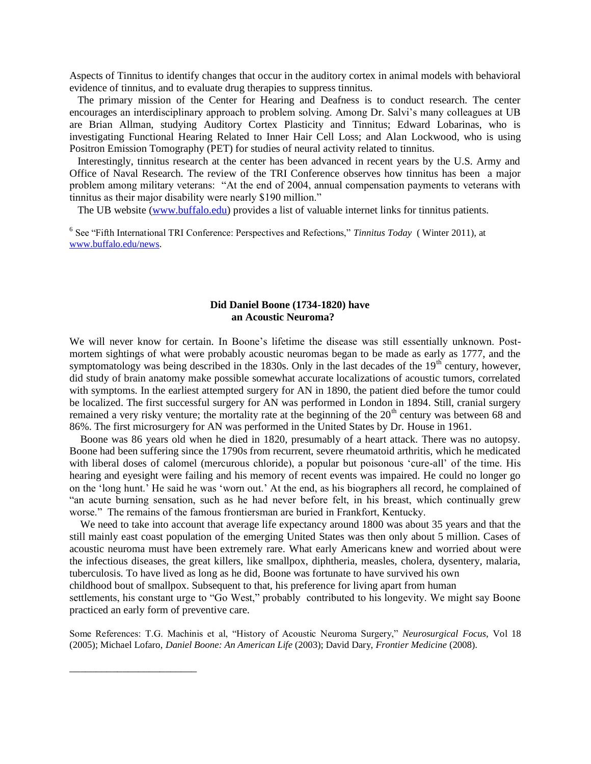Aspects of Tinnitus to identify changes that occur in the auditory cortex in animal models with behavioral evidence of tinnitus, and to evaluate drug therapies to suppress tinnitus.

The primary mission of the Center for Hearing and Deafness is to conduct research. The center encourages an interdisciplinary approach to problem solving. Among Dr. Salvi's many colleagues at UB are Brian Allman, studying Auditory Cortex Plasticity and Tinnitus; Edward Lobarinas, who is investigating Functional Hearing Related to Inner Hair Cell Loss; and Alan Lockwood, who is using Positron Emission Tomography (PET) for studies of neural activity related to tinnitus.

Interestingly, tinnitus research at the center has been advanced in recent years by the U.S. Army and Office of Naval Research. The review of the TRI Conference observes how tinnitus has been a major problem among military veterans: "At the end of 2004, annual compensation payments to veterans with tinnitus as their major disability were nearly $190 million."

The UB website (www.buffalo.edu) provides a list of valuable internet links for tinnitus patients.

[6] See "Fifth International TRI Conference: Perspectives and Refections," *Tinnitus Today* ( Winter 2011), at www.buffalo.edu/news.

**Did Daniel Boone (1734-1820) have an Acoustic Neuroma?**

We will never know for certain. In Boone's lifetime the disease was still essentially unknown. Post-mortem sightings of what were probably acoustic neuromas began to be made as early as 1777, and the symptomatology was being described in the 1830s. Only in the last decades of the 19th century, however, did study of brain anatomy make possible somewhat accurate localizations of acoustic tumors, correlated with symptoms. In the earliest attempted surgery for AN in 1890, the patient died before the tumor could be localized. The first successful surgery for AN was performed in London in 1894. Still, cranial surgery remained a very risky venture; the mortality rate at the beginning of the 20th century was between 68 and 86%. The first microsurgery for AN was performed in the United States by Dr. House in 1961.

Boone was 86 years old when he died in 1820, presumably of a heart attack. There was no autopsy. Boone had been suffering since the 1790s from recurrent, severe rheumatoid arthritis, which he medicated with liberal doses of calomel (mercurous chloride), a popular but poisonous 'cure-all' of the time. His hearing and eyesight were failing and his memory of recent events was impaired. He could no longer go on the 'long hunt.' He said he was 'worn out.' At the end, as his biographers all record, he complained of "an acute burning sensation, such as he had never before felt, in his breast, which continually grew worse." The remains of the famous frontiersman are buried in Frankfort, Kentucky.

We need to take into account that average life expectancy around 1800 was about 35 years and that the still mainly east coast population of the emerging United States was then only about 5 million. Cases of acoustic neuroma must have been extremely rare. What early Americans knew and worried about were the infectious diseases, the great killers, like smallpox, diphtheria, measles, cholera, dysentery, malaria, tuberculosis. To have lived as long as he did, Boone was fortunate to have survived his own childhood bout of smallpox. Subsequent to that, his preference for living apart from human settlements, his constant urge to "Go West," probably contributed to his longevity. We might say Boone practiced an early form of preventive care.

Some References: T.G. Machinis et al, "History of Acoustic Neuroma Surgery," *Neurosurgical Focus*, Vol 18 (2005); Michael Lofaro, *Daniel Boone: An American Life* (2003); David Dary, *Frontier Medicine* (2008).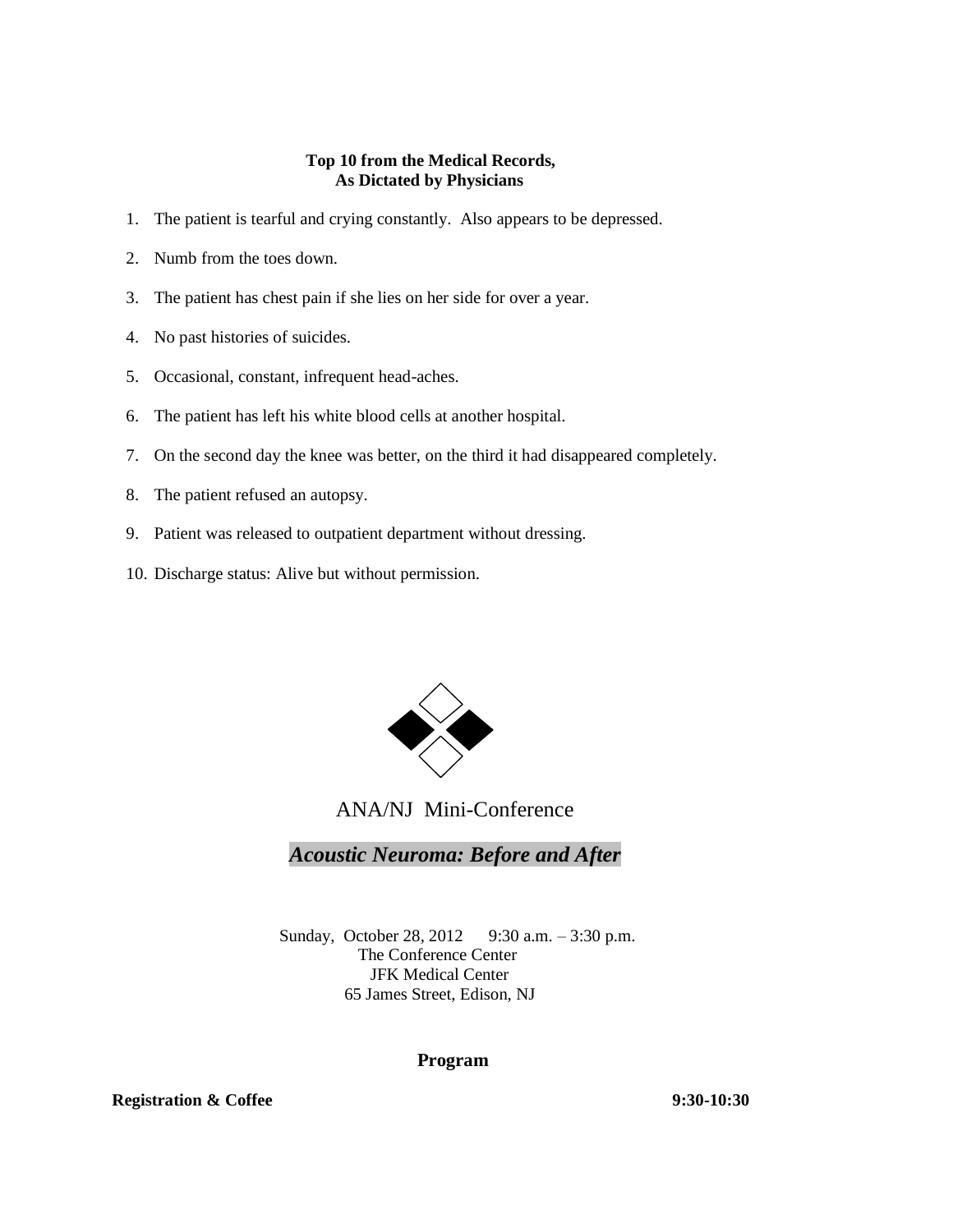**Top 10 from the Medical Records,**
**As Dictated by Physicians**

1. The patient is tearful and crying constantly. Also appears to be depressed.
2. Numb from the toes down.
3. The patient has chest pain if she lies on her side for over a year.
4. No past histories of suicides.
5. Occasional, constant, infrequent head-aches.
6. The patient has left his white blood cells at another hospital.
7. On the second day the knee was better, on the third it had disappeared completely.
8. The patient refused an autopsy.
9. Patient was released to outpatient department without dressing.
10. Discharge status: Alive but without permission.

ANA/NJ Mini-Conference

***Acoustic Neuroma: Before and After***

Sunday, October 28, 2012 9:30 a.m. – 3:30 p.m.
The Conference Center
JFK Medical Center
65 James Street, Edison, NJ

**Program**

**Registration & Coffee** **9:30-10:30**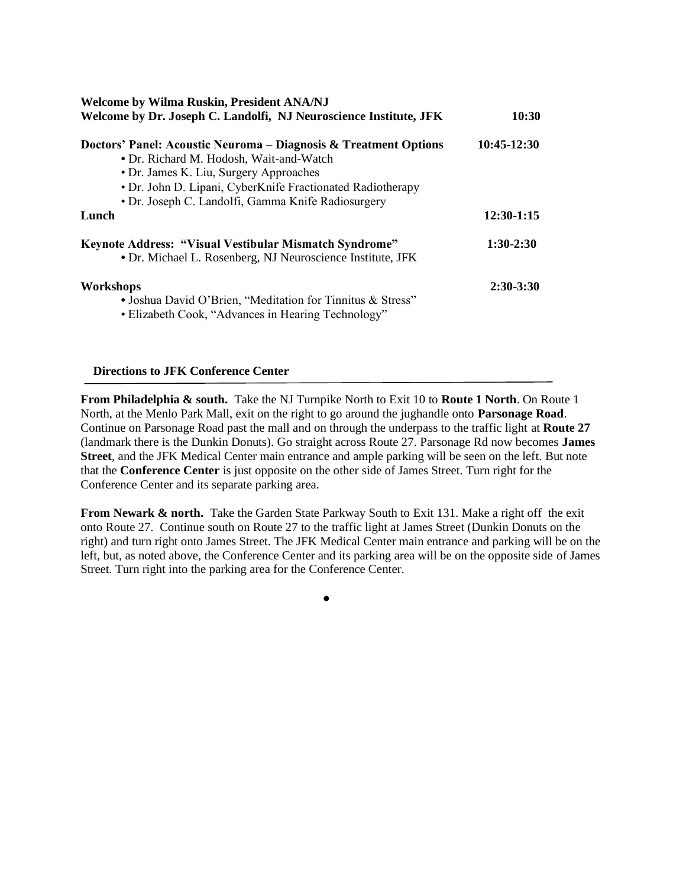**Welcome by Wilma Ruskin, President ANA/NJ**
**Welcome by Dr. Joseph C. Landolfi, NJ Neuroscience Institute, JFK** — **10:30**

**Doctors' Panel: Acoustic Neuroma – Diagnosis & Treatment Options** — **10:45-12:30**

- Dr. Richard M. Hodosh, Wait-and-Watch
- Dr. James K. Liu, Surgery Approaches
- Dr. John D. Lipani, CyberKnife Fractionated Radiotherapy
- Dr. Joseph C. Landolfi, Gamma Knife Radiosurgery

**Lunch** — **12:30-1:15**

**Keynote Address: "Visual Vestibular Mismatch Syndrome"** — **1:30-2:30**

- Dr. Michael L. Rosenberg, NJ Neuroscience Institute, JFK

**Workshops** — **2:30-3:30**

- Joshua David O'Brien, "Meditation for Tinnitus & Stress"
- Elizabeth Cook, "Advances in Hearing Technology"

## Directions to JFK Conference Center

**From Philadelphia & south.** Take the NJ Turnpike North to Exit 10 to **Route 1 North**. On Route 1 North, at the Menlo Park Mall, exit on the right to go around the jughandle onto **Parsonage Road**. Continue on Parsonage Road past the mall and on through the underpass to the traffic light at **Route 27** (landmark there is the Dunkin Donuts). Go straight across Route 27. Parsonage Rd now becomes **James Street**, and the JFK Medical Center main entrance and ample parking will be seen on the left. But note that the **Conference Center** is just opposite on the other side of James Street. Turn right for the Conference Center and its separate parking area.

**From Newark & north.** Take the Garden State Parkway South to Exit 131. Make a right off the exit onto Route 27. Continue south on Route 27 to the traffic light at James Street (Dunkin Donuts on the right) and turn right onto James Street. The JFK Medical Center main entrance and parking will be on the left, but, as noted above, the Conference Center and its parking area will be on the opposite side of James Street. Turn right into the parking area for the Conference Center.

•